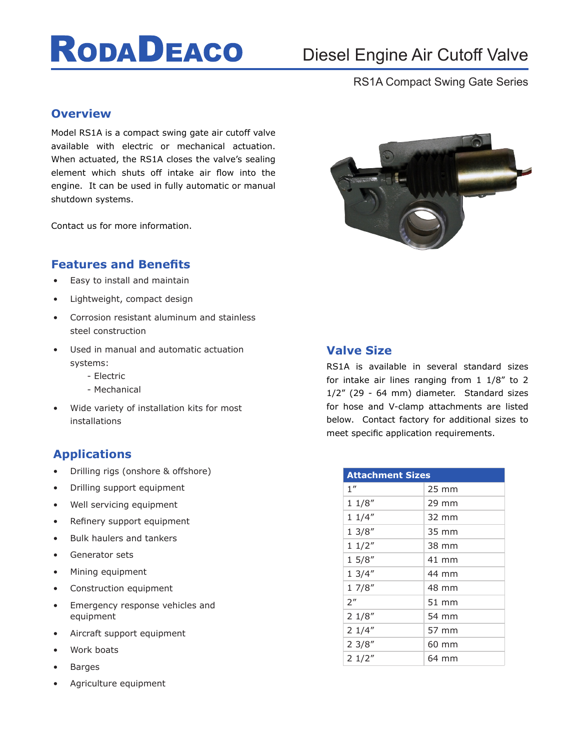# RODADEACO

# Diesel Engine Air Cutoff Valve

RS1A Compact Swing Gate Series

## Overview

Model RS1A is a compact swing gate air cutoff valve available with electric or mechanical actuation. When actuated, the RS1A closes the valve's sealing element which shuts off intake air flow into the engine. It can be used in fully automatic or manual shutdown systems.

Contact us for more information.

## Features and Benefits

- Easy to install and maintain
- Lightweight, compact design
- Corrosion resistant aluminum and stainless steel construction
- Used in manual and automatic actuation systems:
  - Electric
  - Mechanical
- Wide variety of installation kits for most installations

## Applications

- Drilling rigs (onshore & offshore)
- Drilling support equipment
- Well servicing equipment
- Refinery support equipment
- Bulk haulers and tankers
- Generator sets
- Mining equipment
- Construction equipment
- Emergency response vehicles and equipment
- Aircraft support equipment
- Work boats
- Barges
- Agriculture equipment

## Valve Size

RS1A is available in several standard sizes for intake air lines ranging from 1 1/8" to 2 1/2" (29 - 64 mm) diameter. Standard sizes for hose and V-clamp attachments are listed below. Contact factory for additional sizes to meet specific application requirements.

| Attachment Sizes | |
|---|---|
| 1" | 25 mm |
| 1 1/8" | 29 mm |
| 1 1/4" | 32 mm |
| 1 3/8" | 35 mm |
| 1 1/2" | 38 mm |
| 1 5/8" | 41 mm |
| 1 3/4" | 44 mm |
| 1 7/8" | 48 mm |
| 2" | 51 mm |
| 2 1/8" | 54 mm |
| 2 1/4" | 57 mm |
| 2 3/8" | 60 mm |
| 2 1/2" | 64 mm |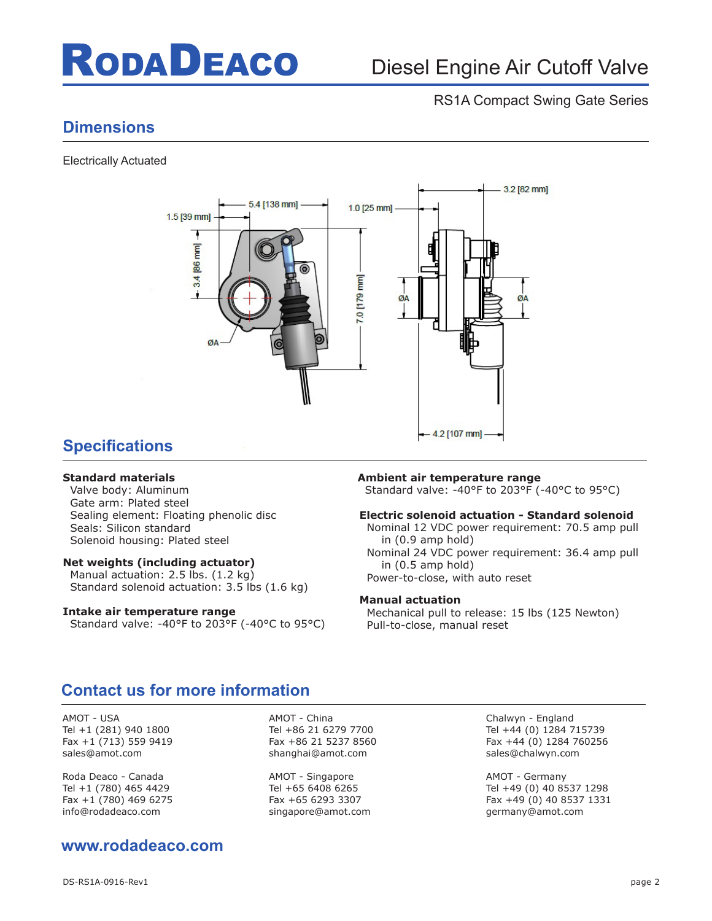# RODADEACO

Diesel Engine Air Cutoff Valve

RS1A Compact Swing Gate Series

## Dimensions

Electrically Actuated

5.4 [138 mm]
1.5 [39 mm]
3.4 [86 mm]
ØA
7.0 [179 mm]
1.0 [25 mm]
3.2 [82 mm]
ØA
ØA
4.2 [107 mm]

## Specifications

**Standard materials**
Valve body: Aluminum
Gate arm: Plated steel
Sealing element: Floating phenolic disc
Seals: Silicon standard
Solenoid housing: Plated steel

**Net weights (including actuator)**
Manual actuation: 2.5 lbs. (1.2 kg)
Standard solenoid actuation: 3.5 lbs (1.6 kg)

**Intake air temperature range**
Standard valve: -40°F to 203°F (-40°C to 95°C)

**Ambient air temperature range**
Standard valve: -40°F to 203°F (-40°C to 95°C)

**Electric solenoid actuation - Standard solenoid**
Nominal 12 VDC power requirement: 70.5 amp pull in (0.9 amp hold)
Nominal 24 VDC power requirement: 36.4 amp pull in (0.5 amp hold)
Power-to-close, with auto reset

**Manual actuation**
Mechanical pull to release: 15 lbs (125 Newton)
Pull-to-close, manual reset

## Contact us for more information

AMOT - USA
Tel +1 (281) 940 1800
Fax +1 (713) 559 9419
sales@amot.com

Roda Deaco - Canada
Tel +1 (780) 465 4429
Fax +1 (780) 469 6275
info@rodadeaco.com

AMOT - China
Tel +86 21 6279 7700
Fax +86 21 5237 8560
shanghai@amot.com

AMOT - Singapore
Tel +65 6408 6265
Fax +65 6293 3307
singapore@amot.com

Chalwyn - England
Tel +44 (0) 1284 715739
Fax +44 (0) 1284 760256
sales@chalwyn.com

AMOT - Germany
Tel +49 (0) 40 8537 1298
Fax +49 (0) 40 8537 1331
germany@amot.com

**www.rodadeaco.com**

DS-RS1A-0916-Rev1